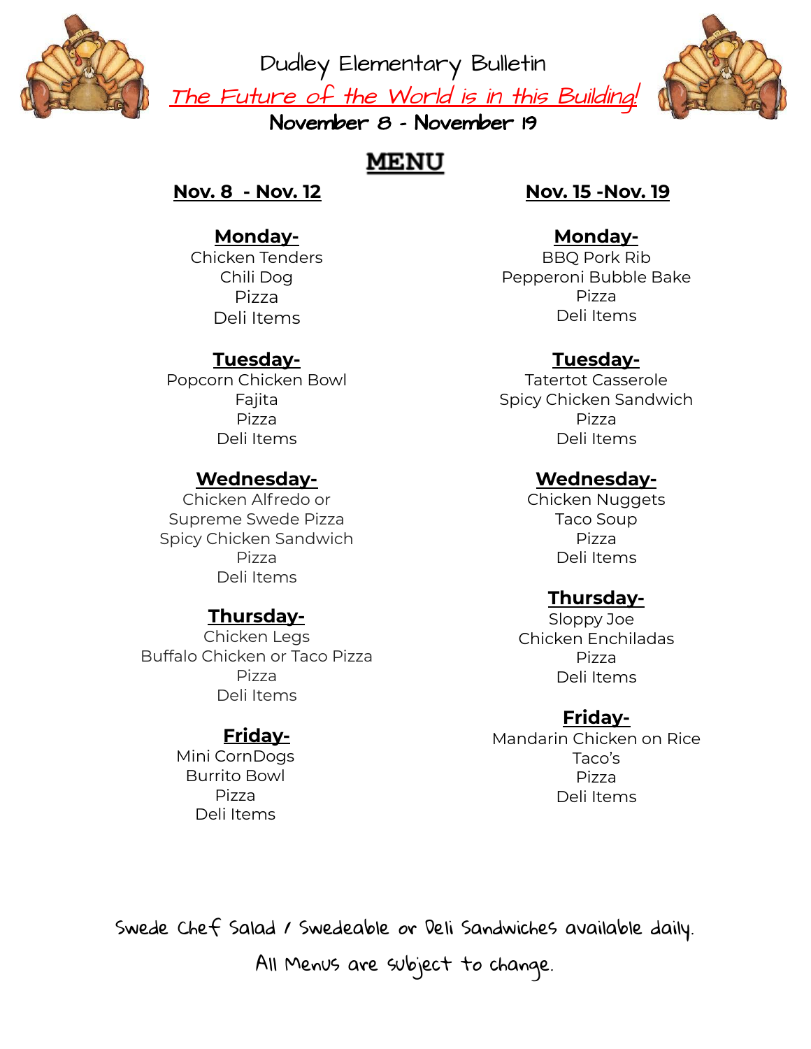# Dudley Elementary Bulletin

*The Future of the World is in this Building!*

**November 8 - November 19**

## MENU

### Nov. 8 - Nov. 12

**Monday-**

Chicken Tenders
Chili Dog
Pizza
Deli Items

**Tuesday-**

Popcorn Chicken Bowl
Fajita
Pizza
Deli Items

**Wednesday-**

Chicken Alfredo or
Supreme Swede Pizza
Spicy Chicken Sandwich
Pizza
Deli Items

**Thursday-**

Chicken Legs
Buffalo Chicken or Taco Pizza
Pizza
Deli Items

**Friday-**

Mini CornDogs
Burrito Bowl
Pizza
Deli Items

### Nov. 15 -Nov. 19

**Monday-**

BBQ Pork Rib
Pepperoni Bubble Bake
Pizza
Deli Items

**Tuesday-**

Tatertot Casserole
Spicy Chicken Sandwich
Pizza
Deli Items

**Wednesday-**

Chicken Nuggets
Taco Soup
Pizza
Deli Items

**Thursday-**

Sloppy Joe
Chicken Enchiladas
Pizza
Deli Items

**Friday-**

Mandarin Chicken on Rice
Taco's
Pizza
Deli Items

Swede Chef Salad / Swedeable or Deli Sandwiches available daily.

All Menus are subject to change.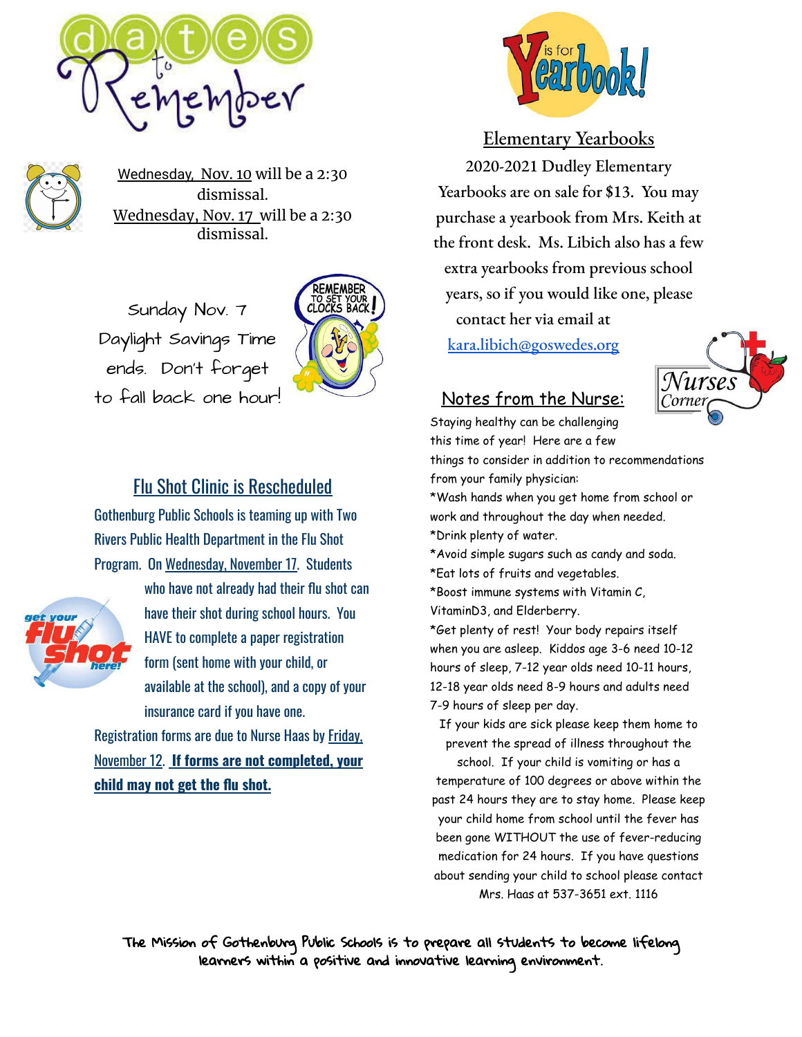# Dates to Remember

Wednesday, Nov. 10 will be a 2:30 dismissal.
Wednesday, Nov. 17 will be a 2:30 dismissal.

Sunday Nov. 7 Daylight Savings Time ends. Don't forget to fall back one hour!

## Flu Shot Clinic is Rescheduled

Gothenburg Public Schools is teaming up with Two Rivers Public Health Department in the Flu Shot Program. On Wednesday, November 17. Students who have not already had their flu shot can have their shot during school hours. You HAVE to complete a paper registration form (sent home with your child, or available at the school), and a copy of your insurance card if you have one. Registration forms are due to Nurse Haas by Friday, November 12. **If forms are not completed, your child may not get the flu shot.**

## Y is for Yearbook!

### Elementary Yearbooks

2020-2021 Dudley Elementary Yearbooks are on sale for $13. You may purchase a yearbook from Mrs. Keith at the front desk. Ms. Libich also has a few extra yearbooks from previous school years, so if you would like one, please contact her via email at kara.libich@goswedes.org

## Notes from the Nurse:

Staying healthy can be challenging this time of year! Here are a few things to consider in addition to recommendations from your family physician:

*Wash hands when you get home from school or work and throughout the day when needed.
*Drink plenty of water.
*Avoid simple sugars such as candy and soda.
*Eat lots of fruits and vegetables.
*Boost immune systems with Vitamin C, VitaminD3, and Elderberry.
*Get plenty of rest! Your body repairs itself when you are asleep. Kiddos age 3-6 need 10-12 hours of sleep, 7-12 year olds need 10-11 hours, 12-18 year olds need 8-9 hours and adults need 7-9 hours of sleep per day.

If your kids are sick please keep them home to prevent the spread of illness throughout the school. If your child is vomiting or has a temperature of 100 degrees or above within the past 24 hours they are to stay home. Please keep your child home from school until the fever has been gone WITHOUT the use of fever-reducing medication for 24 hours. If you have questions about sending your child to school please contact Mrs. Haas at 537-3651 ext. 1116

The Mission of Gothenburg Public Schools is to prepare all students to become lifelong learners within a positive and innovative learning environment.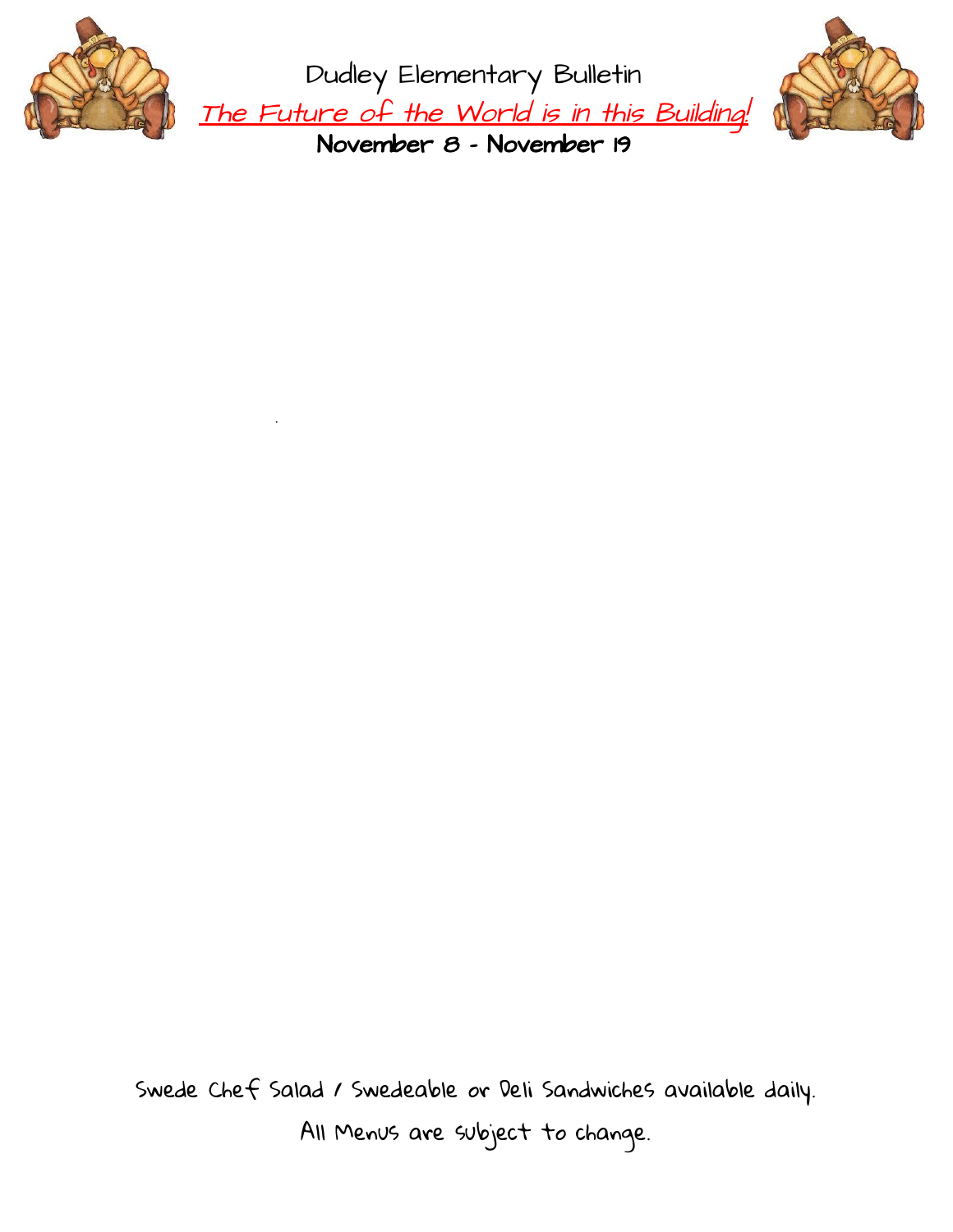# Dudley Elementary Bulletin

## The Future of the World is in this Building!

**November 8 - November 19**

Swede Chef Salad / Swedeable or Deli Sandwiches available daily.

All Menus are subject to change.